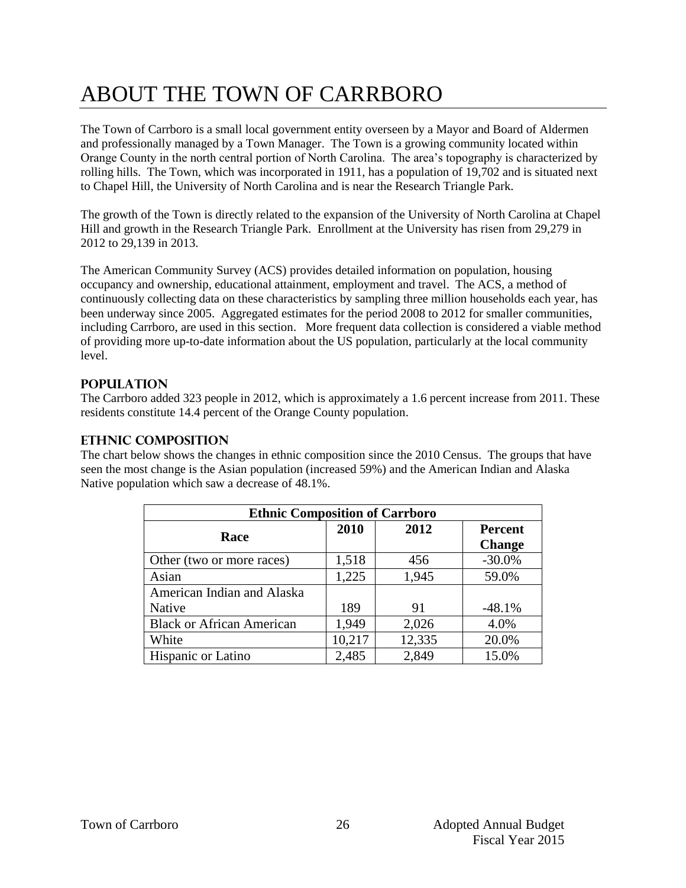# ABOUT THE TOWN OF CARRBORO

The Town of Carrboro is a small local government entity overseen by a Mayor and Board of Aldermen and professionally managed by a Town Manager. The Town is a growing community located within Orange County in the north central portion of North Carolina. The area's topography is characterized by rolling hills. The Town, which was incorporated in 1911, has a population of 19,702 and is situated next to Chapel Hill, the University of North Carolina and is near the Research Triangle Park.

The growth of the Town is directly related to the expansion of the University of North Carolina at Chapel Hill and growth in the Research Triangle Park. Enrollment at the University has risen from 29,279 in 2012 to 29,139 in 2013.

The American Community Survey (ACS) provides detailed information on population, housing occupancy and ownership, educational attainment, employment and travel. The ACS, a method of continuously collecting data on these characteristics by sampling three million households each year, has been underway since 2005. Aggregated estimates for the period 2008 to 2012 for smaller communities, including Carrboro, are used in this section. More frequent data collection is considered a viable method of providing more up-to-date information about the US population, particularly at the local community level.

## POPULATION

The Carrboro added 323 people in 2012, which is approximately a 1.6 percent increase from 2011. These residents constitute 14.4 percent of the Orange County population.

## ETHNIC COMPOSITION

The chart below shows the changes in ethnic composition since the 2010 Census. The groups that have seen the most change is the Asian population (increased 59%) and the American Indian and Alaska Native population which saw a decrease of 48.1%.

| Ethnic Composition of Carrboro | | | |
|---|---|---|---|
| **Race** | **2010** | **2012** | **Percent Change** |
| Other (two or more races) | 1,518 | 456 | -30.0% |
| Asian | 1,225 | 1,945 | 59.0% |
| American Indian and Alaska Native | 189 | 91 | -48.1% |
| Black or African American | 1,949 | 2,026 | 4.0% |
| White | 10,217 | 12,335 | 20.0% |
| Hispanic or Latino | 2,485 | 2,849 | 15.0% |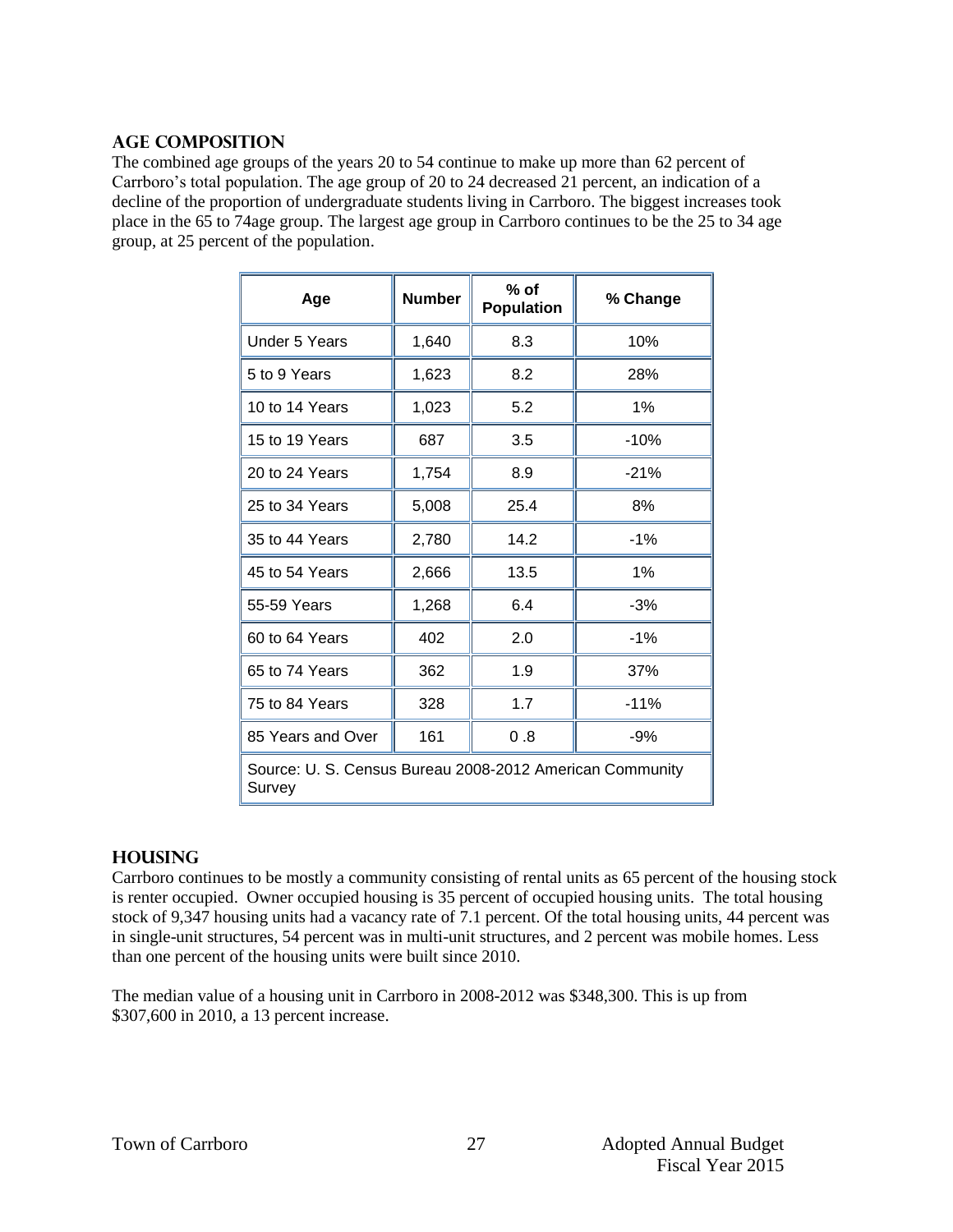## AGE COMPOSITION

The combined age groups of the years 20 to 54 continue to make up more than 62 percent of Carrboro's total population. The age group of 20 to 24 decreased 21 percent, an indication of a decline of the proportion of undergraduate students living in Carrboro. The biggest increases took place in the 65 to 74age group. The largest age group in Carrboro continues to be the 25 to 34 age group, at 25 percent of the population.

| Age | Number | % of Population | % Change |
|---|---|---|---|
| Under 5 Years | 1,640 | 8.3 | 10% |
| 5 to 9 Years | 1,623 | 8.2 | 28% |
| 10 to 14 Years | 1,023 | 5.2 | 1% |
| 15 to 19 Years | 687 | 3.5 | -10% |
| 20 to 24 Years | 1,754 | 8.9 | -21% |
| 25 to 34 Years | 5,008 | 25.4 | 8% |
| 35 to 44 Years | 2,780 | 14.2 | -1% |
| 45 to 54 Years | 2,666 | 13.5 | 1% |
| 55-59 Years | 1,268 | 6.4 | -3% |
| 60 to 64 Years | 402 | 2.0 | -1% |
| 65 to 74 Years | 362 | 1.9 | 37% |
| 75 to 84 Years | 328 | 1.7 | -11% |
| 85 Years and Over | 161 | 0 .8 | -9% |
| Source: U. S. Census Bureau 2008-2012 American Community Survey | | | |

## HOUSING

Carrboro continues to be mostly a community consisting of rental units as 65 percent of the housing stock is renter occupied. Owner occupied housing is 35 percent of occupied housing units. The total housing stock of 9,347 housing units had a vacancy rate of 7.1 percent. Of the total housing units, 44 percent was in single-unit structures, 54 percent was in multi-unit structures, and 2 percent was mobile homes. Less than one percent of the housing units were built since 2010.

The median value of a housing unit in Carrboro in 2008-2012 was $348,300. This is up from $307,600 in 2010, a 13 percent increase.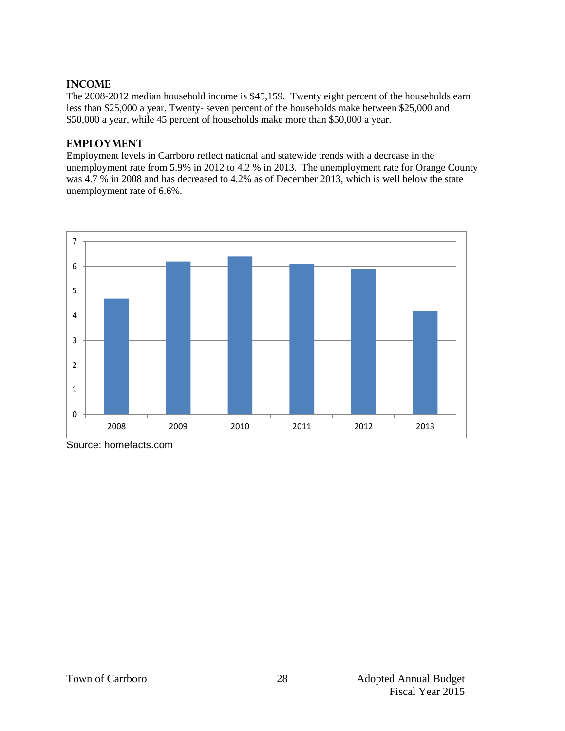## INCOME

The 2008-2012 median household income is $45,159. Twenty eight percent of the households earn less than $25,000 a year. Twenty- seven percent of the households make between $25,000 and $50,000 a year, while 45 percent of households make more than $50,000 a year.

## EMPLOYMENT

Employment levels in Carrboro reflect national and statewide trends with a decrease in the unemployment rate from 5.9% in 2012 to 4.2 % in 2013. The unemployment rate for Orange County was 4.7 % in 2008 and has decreased to 4.2% as of December 2013, which is well below the state unemployment rate of 6.6%.

Source: homefacts.com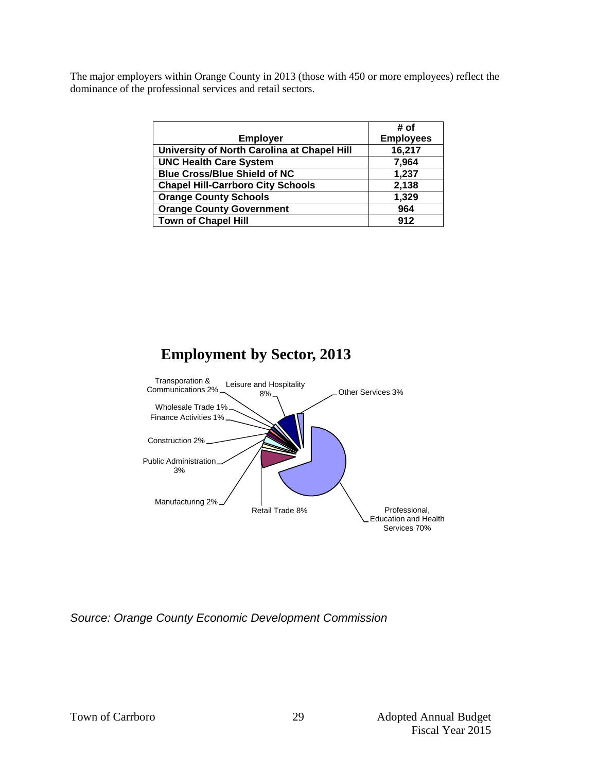The major employers within Orange County in 2013 (those with 450 or more employees) reflect the dominance of the professional services and retail sectors.

| Employer | # of Employees |
| --- | --- |
| **University of North Carolina at Chapel Hill** | **16,217** |
| **UNC Health Care System** | **7,964** |
| **Blue Cross/Blue Shield of NC** | **1,237** |
| **Chapel Hill-Carrboro City Schools** | **2,138** |
| **Orange County Schools** | **1,329** |
| **Orange County Government** | **964** |
| **Town of Chapel Hill** | **912** |

## Employment by Sector, 2013

Transporation & Communications 2%

Leisure and Hospitality 8%

Other Services 3%

Wholesale Trade 1%

Finance Activities 1%

Construction 2%

Public Administration 3%

Manufacturing 2%

Retail Trade 8%

Professional, Education and Health Services 70%

*Source: Orange County Economic Development Commission*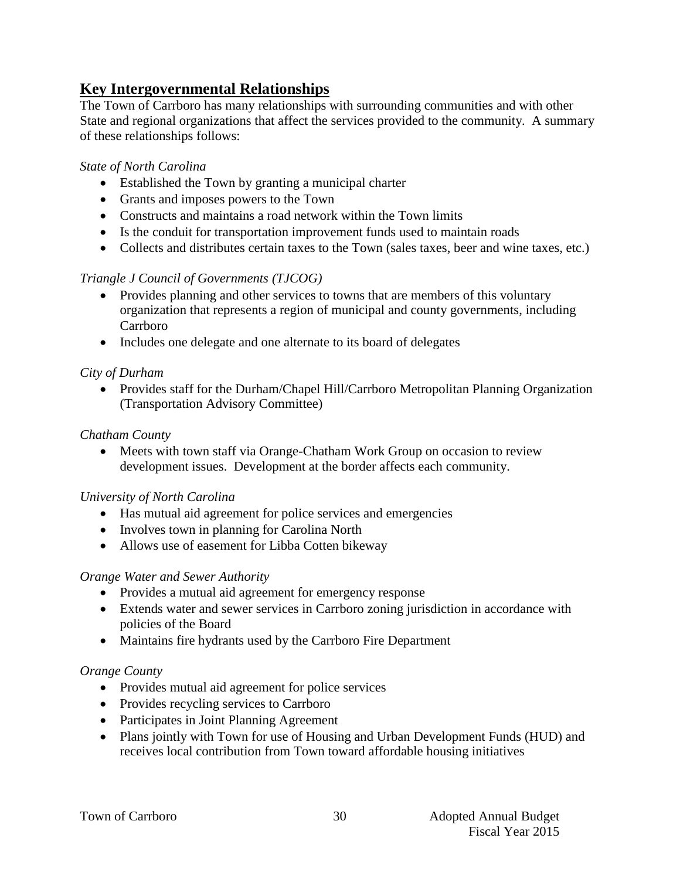## Key Intergovernmental Relationships

The Town of Carrboro has many relationships with surrounding communities and with other State and regional organizations that affect the services provided to the community. A summary of these relationships follows:

*State of North Carolina*

- Established the Town by granting a municipal charter
- Grants and imposes powers to the Town
- Constructs and maintains a road network within the Town limits
- Is the conduit for transportation improvement funds used to maintain roads
- Collects and distributes certain taxes to the Town (sales taxes, beer and wine taxes, etc.)

*Triangle J Council of Governments (TJCOG)*

- Provides planning and other services to towns that are members of this voluntary organization that represents a region of municipal and county governments, including Carrboro
- Includes one delegate and one alternate to its board of delegates

*City of Durham*

- Provides staff for the Durham/Chapel Hill/Carrboro Metropolitan Planning Organization (Transportation Advisory Committee)

*Chatham County*

- Meets with town staff via Orange-Chatham Work Group on occasion to review development issues. Development at the border affects each community.

*University of North Carolina*

- Has mutual aid agreement for police services and emergencies
- Involves town in planning for Carolina North
- Allows use of easement for Libba Cotten bikeway

*Orange Water and Sewer Authority*

- Provides a mutual aid agreement for emergency response
- Extends water and sewer services in Carrboro zoning jurisdiction in accordance with policies of the Board
- Maintains fire hydrants used by the Carrboro Fire Department

*Orange County*

- Provides mutual aid agreement for police services
- Provides recycling services to Carrboro
- Participates in Joint Planning Agreement
- Plans jointly with Town for use of Housing and Urban Development Funds (HUD) and receives local contribution from Town toward affordable housing initiatives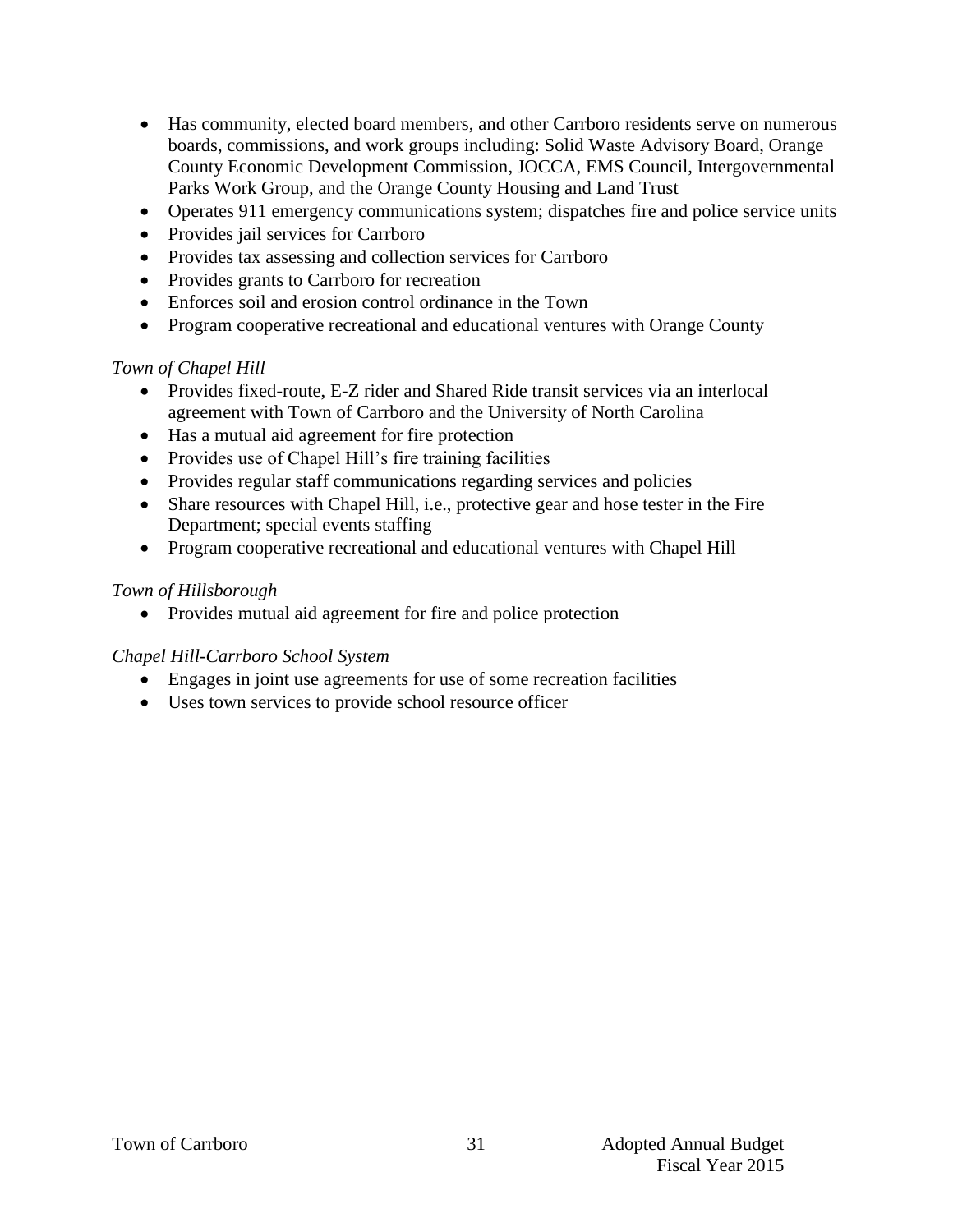- Has community, elected board members, and other Carrboro residents serve on numerous boards, commissions, and work groups including: Solid Waste Advisory Board, Orange County Economic Development Commission, JOCCA, EMS Council, Intergovernmental Parks Work Group, and the Orange County Housing and Land Trust
- Operates 911 emergency communications system; dispatches fire and police service units
- Provides jail services for Carrboro
- Provides tax assessing and collection services for Carrboro
- Provides grants to Carrboro for recreation
- Enforces soil and erosion control ordinance in the Town
- Program cooperative recreational and educational ventures with Orange County

*Town of Chapel Hill*

- Provides fixed-route, E-Z rider and Shared Ride transit services via an interlocal agreement with Town of Carrboro and the University of North Carolina
- Has a mutual aid agreement for fire protection
- Provides use of Chapel Hill's fire training facilities
- Provides regular staff communications regarding services and policies
- Share resources with Chapel Hill, i.e., protective gear and hose tester in the Fire Department; special events staffing
- Program cooperative recreational and educational ventures with Chapel Hill

*Town of Hillsborough*

- Provides mutual aid agreement for fire and police protection

*Chapel Hill-Carrboro School System*

- Engages in joint use agreements for use of some recreation facilities
- Uses town services to provide school resource officer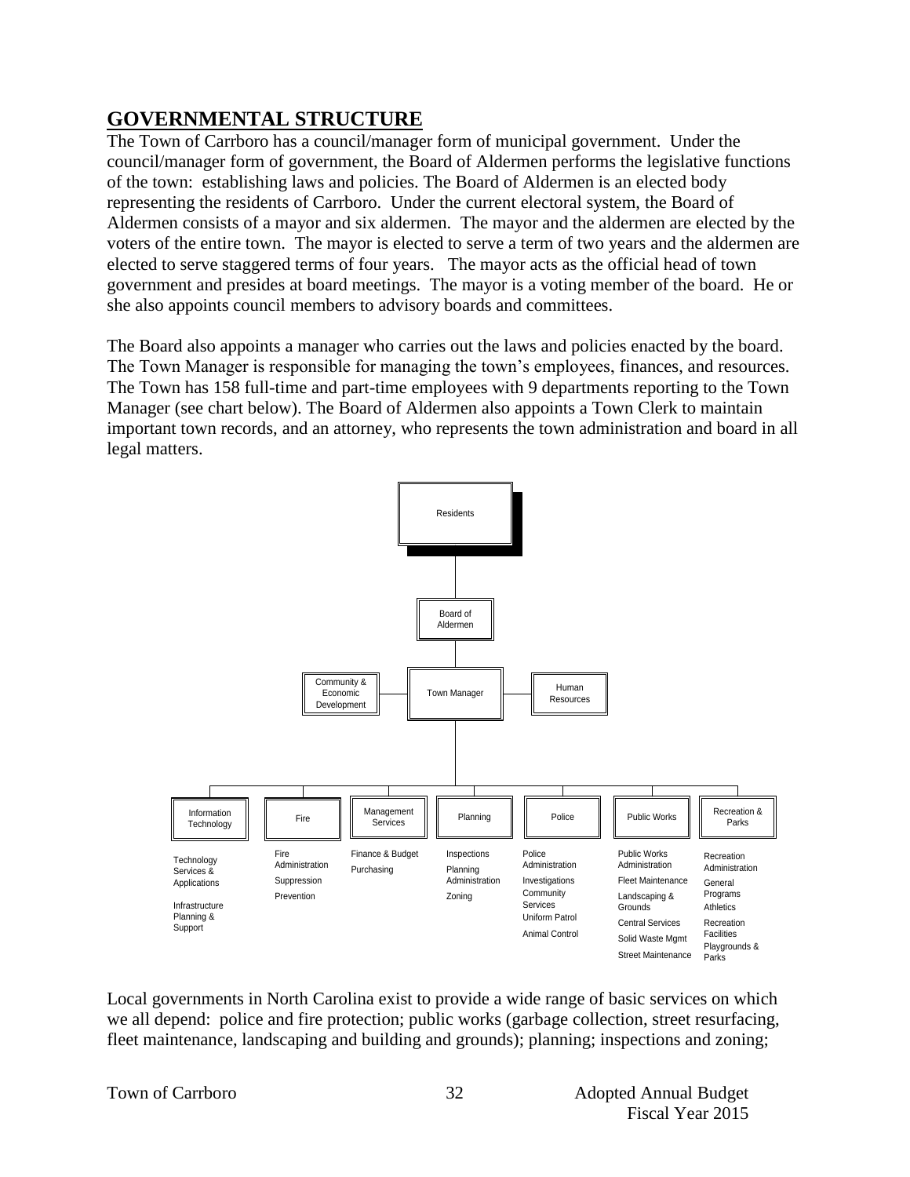## GOVERNMENTAL STRUCTURE

The Town of Carrboro has a council/manager form of municipal government. Under the council/manager form of government, the Board of Aldermen performs the legislative functions of the town: establishing laws and policies. The Board of Aldermen is an elected body representing the residents of Carrboro. Under the current electoral system, the Board of Aldermen consists of a mayor and six aldermen. The mayor and the aldermen are elected by the voters of the entire town. The mayor is elected to serve a term of two years and the aldermen are elected to serve staggered terms of four years. The mayor acts as the official head of town government and presides at board meetings. The mayor is a voting member of the board. He or she also appoints council members to advisory boards and committees.

The Board also appoints a manager who carries out the laws and policies enacted by the board. The Town Manager is responsible for managing the town's employees, finances, and resources. The Town has 158 full-time and part-time employees with 9 departments reporting to the Town Manager (see chart below). The Board of Aldermen also appoints a Town Clerk to maintain important town records, and an attorney, who represents the town administration and board in all legal matters.

- Residents
  - Board of Aldermen
    - Town Manager
      - Community & Economic Development
      - Human Resources
      - Information Technology
        - Technology Services & Applications
        - Infrastructure Planning & Support
      - Fire
        - Fire Administration
        - Suppression
        - Prevention
      - Management Services
        - Finance & Budget
        - Purchasing
      - Planning
        - Inspections
        - Planning Administration
        - Zoning
      - Police
        - Police Administration
        - Investigations
        - Community Services
        - Uniform Patrol
        - Animal Control
      - Public Works
        - Public Works Administration
        - Fleet Maintenance
        - Landscaping & Grounds
        - Central Services
        - Solid Waste Mgmt
        - Street Maintenance
      - Recreation & Parks
        - Recreation Administration
        - General Programs
        - Athletics
        - Recreation Facilities
        - Playgrounds & Parks

Local governments in North Carolina exist to provide a wide range of basic services on which we all depend: police and fire protection; public works (garbage collection, street resurfacing, fleet maintenance, landscaping and building and grounds); planning; inspections and zoning;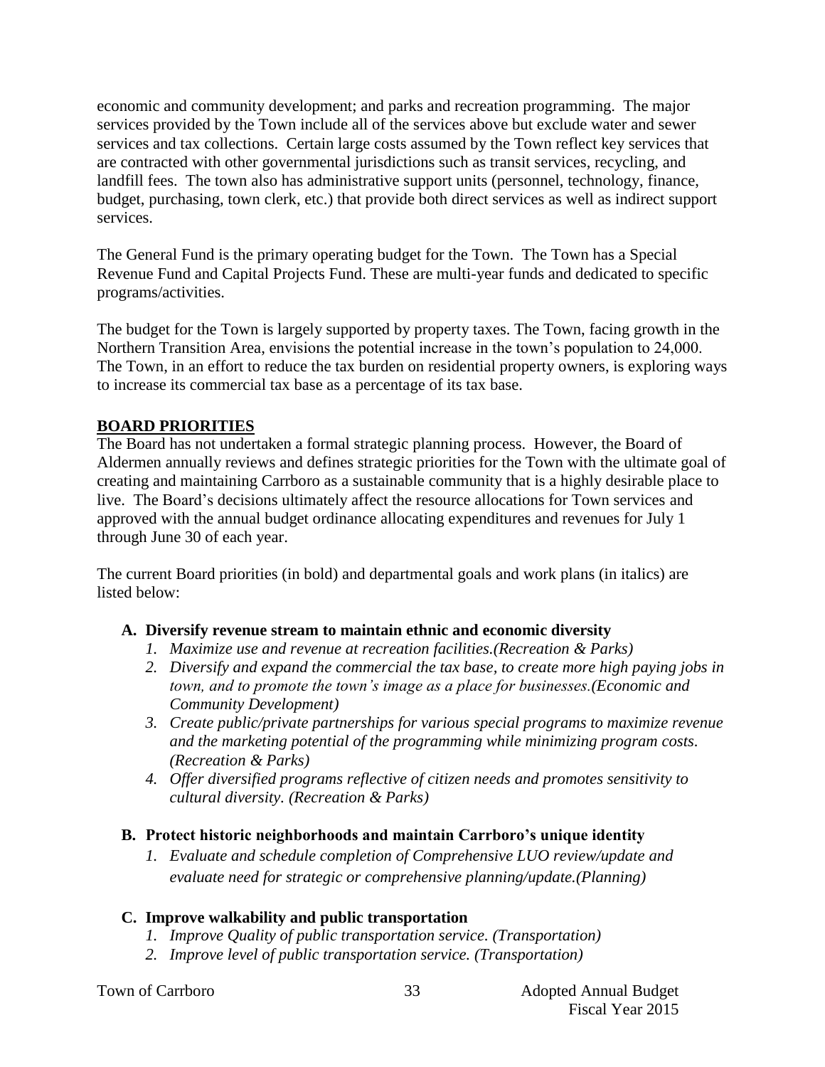economic and community development; and parks and recreation programming. The major services provided by the Town include all of the services above but exclude water and sewer services and tax collections. Certain large costs assumed by the Town reflect key services that are contracted with other governmental jurisdictions such as transit services, recycling, and landfill fees. The town also has administrative support units (personnel, technology, finance, budget, purchasing, town clerk, etc.) that provide both direct services as well as indirect support services.

The General Fund is the primary operating budget for the Town. The Town has a Special Revenue Fund and Capital Projects Fund. These are multi-year funds and dedicated to specific programs/activities.

The budget for the Town is largely supported by property taxes. The Town, facing growth in the Northern Transition Area, envisions the potential increase in the town's population to 24,000. The Town, in an effort to reduce the tax burden on residential property owners, is exploring ways to increase its commercial tax base as a percentage of its tax base.

## BOARD PRIORITIES

The Board has not undertaken a formal strategic planning process. However, the Board of Aldermen annually reviews and defines strategic priorities for the Town with the ultimate goal of creating and maintaining Carrboro as a sustainable community that is a highly desirable place to live. The Board's decisions ultimately affect the resource allocations for Town services and approved with the annual budget ordinance allocating expenditures and revenues for July 1 through June 30 of each year.

The current Board priorities (in bold) and departmental goals and work plans (in italics) are listed below:

**A. Diversify revenue stream to maintain ethnic and economic diversity**

1. *Maximize use and revenue at recreation facilities.(Recreation & Parks)*
2. *Diversify and expand the commercial the tax base, to create more high paying jobs in town, and to promote the town's image as a place for businesses.(Economic and Community Development)*
3. *Create public/private partnerships for various special programs to maximize revenue and the marketing potential of the programming while minimizing program costs. (Recreation & Parks)*
4. *Offer diversified programs reflective of citizen needs and promotes sensitivity to cultural diversity. (Recreation & Parks)*

**B. Protect historic neighborhoods and maintain Carrboro's unique identity**

1. *Evaluate and schedule completion of Comprehensive LUO review/update and evaluate need for strategic or comprehensive planning/update.(Planning)*

**C. Improve walkability and public transportation**

1. *Improve Quality of public transportation service. (Transportation)*
2. *Improve level of public transportation service. (Transportation)*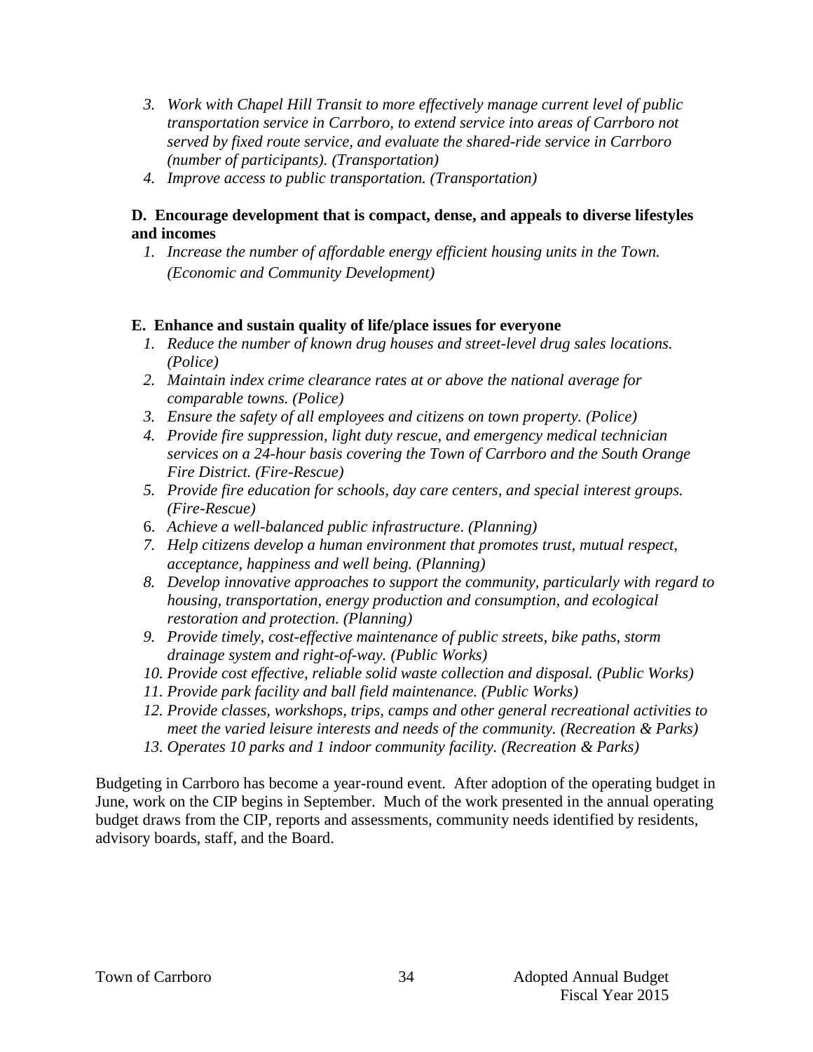3. *Work with Chapel Hill Transit to more effectively manage current level of public transportation service in Carrboro, to extend service into areas of Carrboro not served by fixed route service, and evaluate the shared-ride service in Carrboro (number of participants). (Transportation)*
4. *Improve access to public transportation. (Transportation)*

**D. Encourage development that is compact, dense, and appeals to diverse lifestyles and incomes**

1. *Increase the number of affordable energy efficient housing units in the Town. (Economic and Community Development)*

**E. Enhance and sustain quality of life/place issues for everyone**

1. *Reduce the number of known drug houses and street-level drug sales locations. (Police)*
2. *Maintain index crime clearance rates at or above the national average for comparable towns. (Police)*
3. *Ensure the safety of all employees and citizens on town property. (Police)*
4. *Provide fire suppression, light duty rescue, and emergency medical technician services on a 24-hour basis covering the Town of Carrboro and the South Orange Fire District. (Fire-Rescue)*
5. *Provide fire education for schools, day care centers, and special interest groups. (Fire-Rescue)*
6. *Achieve a well-balanced public infrastructure. (Planning)*
7. *Help citizens develop a human environment that promotes trust, mutual respect, acceptance, happiness and well being. (Planning)*
8. *Develop innovative approaches to support the community, particularly with regard to housing, transportation, energy production and consumption, and ecological restoration and protection. (Planning)*
9. *Provide timely, cost-effective maintenance of public streets, bike paths, storm drainage system and right-of-way. (Public Works)*
10. *Provide cost effective, reliable solid waste collection and disposal. (Public Works)*
11. *Provide park facility and ball field maintenance. (Public Works)*
12. *Provide classes, workshops, trips, camps and other general recreational activities to meet the varied leisure interests and needs of the community. (Recreation & Parks)*
13. *Operates 10 parks and 1 indoor community facility. (Recreation & Parks)*

Budgeting in Carrboro has become a year-round event. After adoption of the operating budget in June, work on the CIP begins in September. Much of the work presented in the annual operating budget draws from the CIP, reports and assessments, community needs identified by residents, advisory boards, staff, and the Board.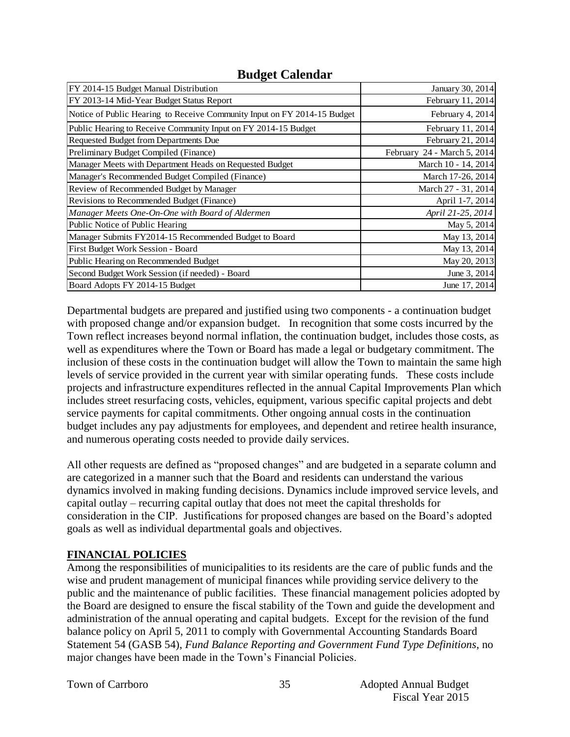## Budget Calendar

| | |
|---|---|
| FY 2014-15 Budget Manual Distribution | January 30, 2014 |
| FY 2013-14 Mid-Year Budget Status Report | February 11, 2014 |
| Notice of Public Hearing to Receive Community Input on FY 2014-15 Budget | February 4, 2014 |
| Public Hearing to Receive Community Input on FY 2014-15 Budget | February 11, 2014 |
| Requested Budget from Departments Due | February 21, 2014 |
| Preliminary Budget Compiled (Finance) | February 24 - March 5, 2014 |
| Manager Meets with Department Heads on Requested Budget | March 10 - 14, 2014 |
| Manager's Recommended Budget Compiled (Finance) | March 17-26, 2014 |
| Review of Recommended Budget by Manager | March 27 - 31, 2014 |
| Revisions to Recommended Budget (Finance) | April 1-7, 2014 |
| *Manager Meets One-On-One with Board of Aldermen* | *April 21-25, 2014* |
| Public Notice of Public Hearing | May 5, 2014 |
| Manager Submits FY2014-15 Recommended Budget to Board | May 13, 2014 |
| First Budget Work Session - Board | May 13, 2014 |
| Public Hearing on Recommended Budget | May 20, 2013 |
| Second Budget Work Session (if needed) - Board | June 3, 2014 |
| Board Adopts FY 2014-15 Budget | June 17, 2014 |

Departmental budgets are prepared and justified using two components - a continuation budget with proposed change and/or expansion budget. In recognition that some costs incurred by the Town reflect increases beyond normal inflation, the continuation budget, includes those costs, as well as expenditures where the Town or Board has made a legal or budgetary commitment. The inclusion of these costs in the continuation budget will allow the Town to maintain the same high levels of service provided in the current year with similar operating funds. These costs include projects and infrastructure expenditures reflected in the annual Capital Improvements Plan which includes street resurfacing costs, vehicles, equipment, various specific capital projects and debt service payments for capital commitments. Other ongoing annual costs in the continuation budget includes any pay adjustments for employees, and dependent and retiree health insurance, and numerous operating costs needed to provide daily services.

All other requests are defined as "proposed changes" and are budgeted in a separate column and are categorized in a manner such that the Board and residents can understand the various dynamics involved in making funding decisions. Dynamics include improved service levels, and capital outlay – recurring capital outlay that does not meet the capital thresholds for consideration in the CIP. Justifications for proposed changes are based on the Board's adopted goals as well as individual departmental goals and objectives.

## FINANCIAL POLICIES

Among the responsibilities of municipalities to its residents are the care of public funds and the wise and prudent management of municipal finances while providing service delivery to the public and the maintenance of public facilities. These financial management policies adopted by the Board are designed to ensure the fiscal stability of the Town and guide the development and administration of the annual operating and capital budgets. Except for the revision of the fund balance policy on April 5, 2011 to comply with Governmental Accounting Standards Board Statement 54 (GASB 54), *Fund Balance Reporting and Government Fund Type Definitions*, no major changes have been made in the Town's Financial Policies.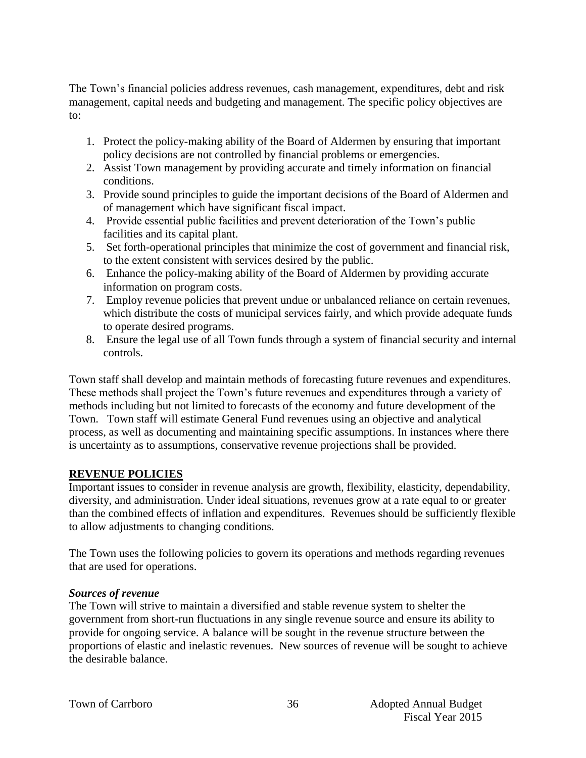The Town's financial policies address revenues, cash management, expenditures, debt and risk management, capital needs and budgeting and management. The specific policy objectives are to:

1. Protect the policy-making ability of the Board of Aldermen by ensuring that important policy decisions are not controlled by financial problems or emergencies.
2. Assist Town management by providing accurate and timely information on financial conditions.
3. Provide sound principles to guide the important decisions of the Board of Aldermen and of management which have significant fiscal impact.
4. Provide essential public facilities and prevent deterioration of the Town's public facilities and its capital plant.
5. Set forth-operational principles that minimize the cost of government and financial risk, to the extent consistent with services desired by the public.
6. Enhance the policy-making ability of the Board of Aldermen by providing accurate information on program costs.
7. Employ revenue policies that prevent undue or unbalanced reliance on certain revenues, which distribute the costs of municipal services fairly, and which provide adequate funds to operate desired programs.
8. Ensure the legal use of all Town funds through a system of financial security and internal controls.

Town staff shall develop and maintain methods of forecasting future revenues and expenditures. These methods shall project the Town's future revenues and expenditures through a variety of methods including but not limited to forecasts of the economy and future development of the Town. Town staff will estimate General Fund revenues using an objective and analytical process, as well as documenting and maintaining specific assumptions. In instances where there is uncertainty as to assumptions, conservative revenue projections shall be provided.

## REVENUE POLICIES

Important issues to consider in revenue analysis are growth, flexibility, elasticity, dependability, diversity, and administration. Under ideal situations, revenues grow at a rate equal to or greater than the combined effects of inflation and expenditures. Revenues should be sufficiently flexible to allow adjustments to changing conditions.

The Town uses the following policies to govern its operations and methods regarding revenues that are used for operations.

### *Sources of revenue*

The Town will strive to maintain a diversified and stable revenue system to shelter the government from short-run fluctuations in any single revenue source and ensure its ability to provide for ongoing service. A balance will be sought in the revenue structure between the proportions of elastic and inelastic revenues. New sources of revenue will be sought to achieve the desirable balance.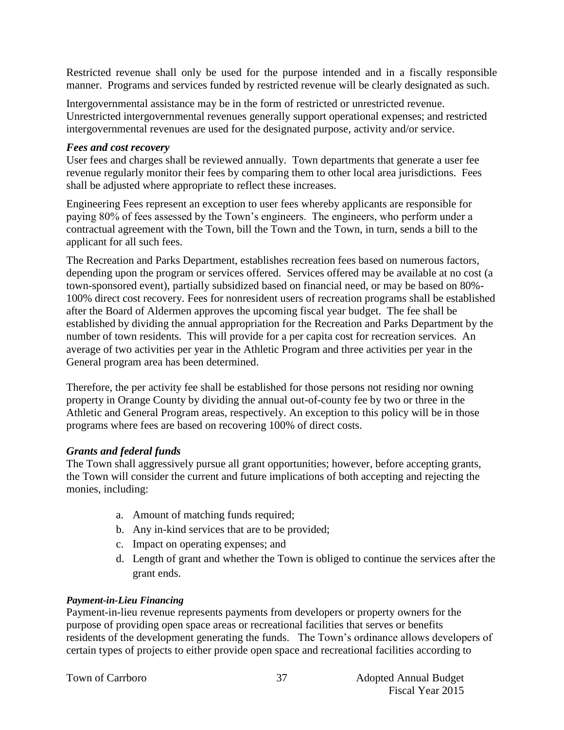Restricted revenue shall only be used for the purpose intended and in a fiscally responsible manner. Programs and services funded by restricted revenue will be clearly designated as such.

Intergovernmental assistance may be in the form of restricted or unrestricted revenue. Unrestricted intergovernmental revenues generally support operational expenses; and restricted intergovernmental revenues are used for the designated purpose, activity and/or service.

***Fees and cost recovery***

User fees and charges shall be reviewed annually. Town departments that generate a user fee revenue regularly monitor their fees by comparing them to other local area jurisdictions. Fees shall be adjusted where appropriate to reflect these increases.

Engineering Fees represent an exception to user fees whereby applicants are responsible for paying 80% of fees assessed by the Town's engineers. The engineers, who perform under a contractual agreement with the Town, bill the Town and the Town, in turn, sends a bill to the applicant for all such fees.

The Recreation and Parks Department, establishes recreation fees based on numerous factors, depending upon the program or services offered. Services offered may be available at no cost (a town-sponsored event), partially subsidized based on financial need, or may be based on 80%-100% direct cost recovery. Fees for nonresident users of recreation programs shall be established after the Board of Aldermen approves the upcoming fiscal year budget. The fee shall be established by dividing the annual appropriation for the Recreation and Parks Department by the number of town residents. This will provide for a per capita cost for recreation services. An average of two activities per year in the Athletic Program and three activities per year in the General program area has been determined.

Therefore, the per activity fee shall be established for those persons not residing nor owning property in Orange County by dividing the annual out-of-county fee by two or three in the Athletic and General Program areas, respectively. An exception to this policy will be in those programs where fees are based on recovering 100% of direct costs.

***Grants and federal funds***

The Town shall aggressively pursue all grant opportunities; however, before accepting grants, the Town will consider the current and future implications of both accepting and rejecting the monies, including:

a. Amount of matching funds required;
b. Any in-kind services that are to be provided;
c. Impact on operating expenses; and
d. Length of grant and whether the Town is obliged to continue the services after the grant ends.

***Payment-in-Lieu Financing***

Payment-in-lieu revenue represents payments from developers or property owners for the purpose of providing open space areas or recreational facilities that serves or benefits residents of the development generating the funds. The Town's ordinance allows developers of certain types of projects to either provide open space and recreational facilities according to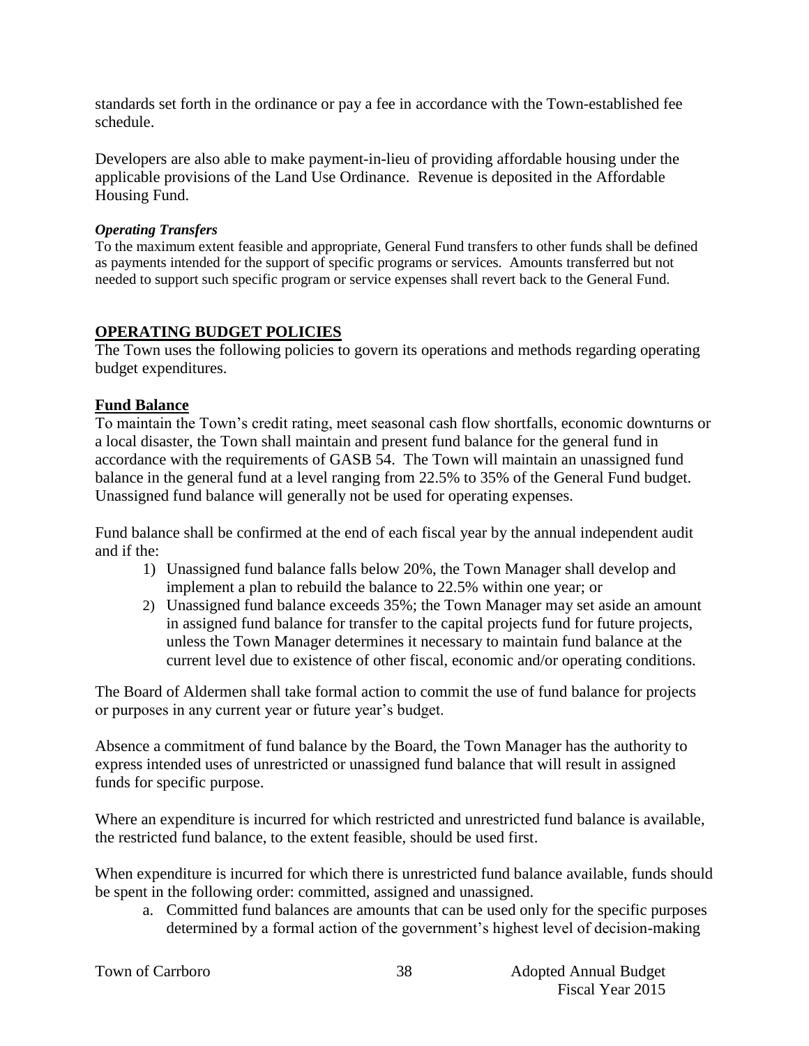standards set forth in the ordinance or pay a fee in accordance with the Town-established fee schedule.

Developers are also able to make payment-in-lieu of providing affordable housing under the applicable provisions of the Land Use Ordinance. Revenue is deposited in the Affordable Housing Fund.

***Operating Transfers***

To the maximum extent feasible and appropriate, General Fund transfers to other funds shall be defined as payments intended for the support of specific programs or services. Amounts transferred but not needed to support such specific program or service expenses shall revert back to the General Fund.

## OPERATING BUDGET POLICIES

The Town uses the following policies to govern its operations and methods regarding operating budget expenditures.

### Fund Balance

To maintain the Town's credit rating, meet seasonal cash flow shortfalls, economic downturns or a local disaster, the Town shall maintain and present fund balance for the general fund in accordance with the requirements of GASB 54. The Town will maintain an unassigned fund balance in the general fund at a level ranging from 22.5% to 35% of the General Fund budget. Unassigned fund balance will generally not be used for operating expenses.

Fund balance shall be confirmed at the end of each fiscal year by the annual independent audit and if the:

1) Unassigned fund balance falls below 20%, the Town Manager shall develop and implement a plan to rebuild the balance to 22.5% within one year; or
2) Unassigned fund balance exceeds 35%; the Town Manager may set aside an amount in assigned fund balance for transfer to the capital projects fund for future projects, unless the Town Manager determines it necessary to maintain fund balance at the current level due to existence of other fiscal, economic and/or operating conditions.

The Board of Aldermen shall take formal action to commit the use of fund balance for projects or purposes in any current year or future year's budget.

Absence a commitment of fund balance by the Board, the Town Manager has the authority to express intended uses of unrestricted or unassigned fund balance that will result in assigned funds for specific purpose.

Where an expenditure is incurred for which restricted and unrestricted fund balance is available, the restricted fund balance, to the extent feasible, should be used first.

When expenditure is incurred for which there is unrestricted fund balance available, funds should be spent in the following order: committed, assigned and unassigned.

a. Committed fund balances are amounts that can be used only for the specific purposes determined by a formal action of the government's highest level of decision-making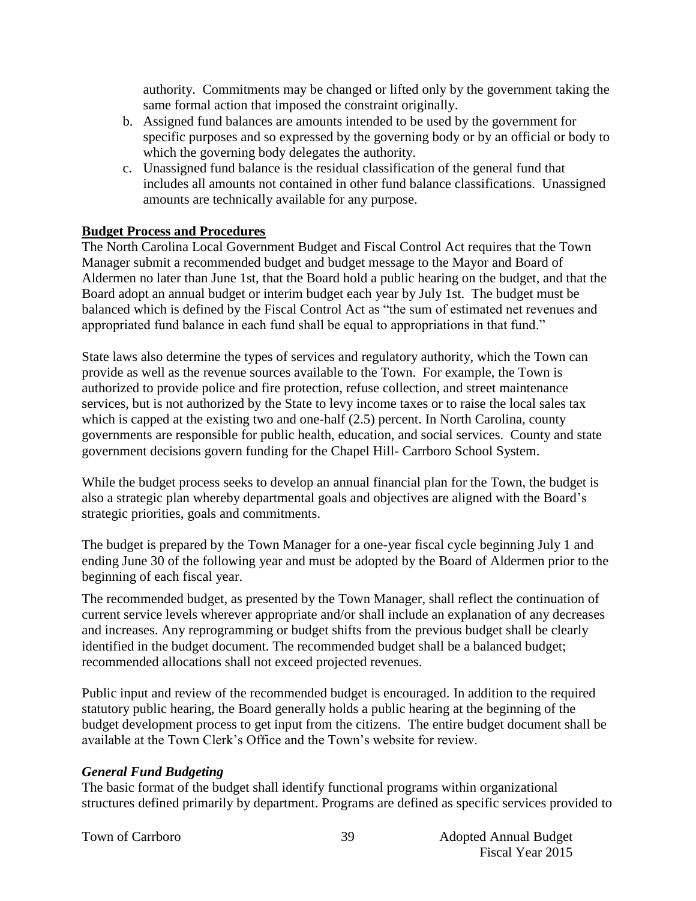authority. Commitments may be changed or lifted only by the government taking the same formal action that imposed the constraint originally.

b. Assigned fund balances are amounts intended to be used by the government for specific purposes and so expressed by the governing body or by an official or body to which the governing body delegates the authority.
c. Unassigned fund balance is the residual classification of the general fund that includes all amounts not contained in other fund balance classifications. Unassigned amounts are technically available for any purpose.

**Budget Process and Procedures**

The North Carolina Local Government Budget and Fiscal Control Act requires that the Town Manager submit a recommended budget and budget message to the Mayor and Board of Aldermen no later than June 1st, that the Board hold a public hearing on the budget, and that the Board adopt an annual budget or interim budget each year by July 1st. The budget must be balanced which is defined by the Fiscal Control Act as "the sum of estimated net revenues and appropriated fund balance in each fund shall be equal to appropriations in that fund."

State laws also determine the types of services and regulatory authority, which the Town can provide as well as the revenue sources available to the Town. For example, the Town is authorized to provide police and fire protection, refuse collection, and street maintenance services, but is not authorized by the State to levy income taxes or to raise the local sales tax which is capped at the existing two and one-half (2.5) percent. In North Carolina, county governments are responsible for public health, education, and social services. County and state government decisions govern funding for the Chapel Hill- Carrboro School System.

While the budget process seeks to develop an annual financial plan for the Town, the budget is also a strategic plan whereby departmental goals and objectives are aligned with the Board's strategic priorities, goals and commitments.

The budget is prepared by the Town Manager for a one-year fiscal cycle beginning July 1 and ending June 30 of the following year and must be adopted by the Board of Aldermen prior to the beginning of each fiscal year.

The recommended budget, as presented by the Town Manager, shall reflect the continuation of current service levels wherever appropriate and/or shall include an explanation of any decreases and increases. Any reprogramming or budget shifts from the previous budget shall be clearly identified in the budget document. The recommended budget shall be a balanced budget; recommended allocations shall not exceed projected revenues.

Public input and review of the recommended budget is encouraged. In addition to the required statutory public hearing, the Board generally holds a public hearing at the beginning of the budget development process to get input from the citizens. The entire budget document shall be available at the Town Clerk's Office and the Town's website for review.

***General Fund Budgeting***

The basic format of the budget shall identify functional programs within organizational structures defined primarily by department. Programs are defined as specific services provided to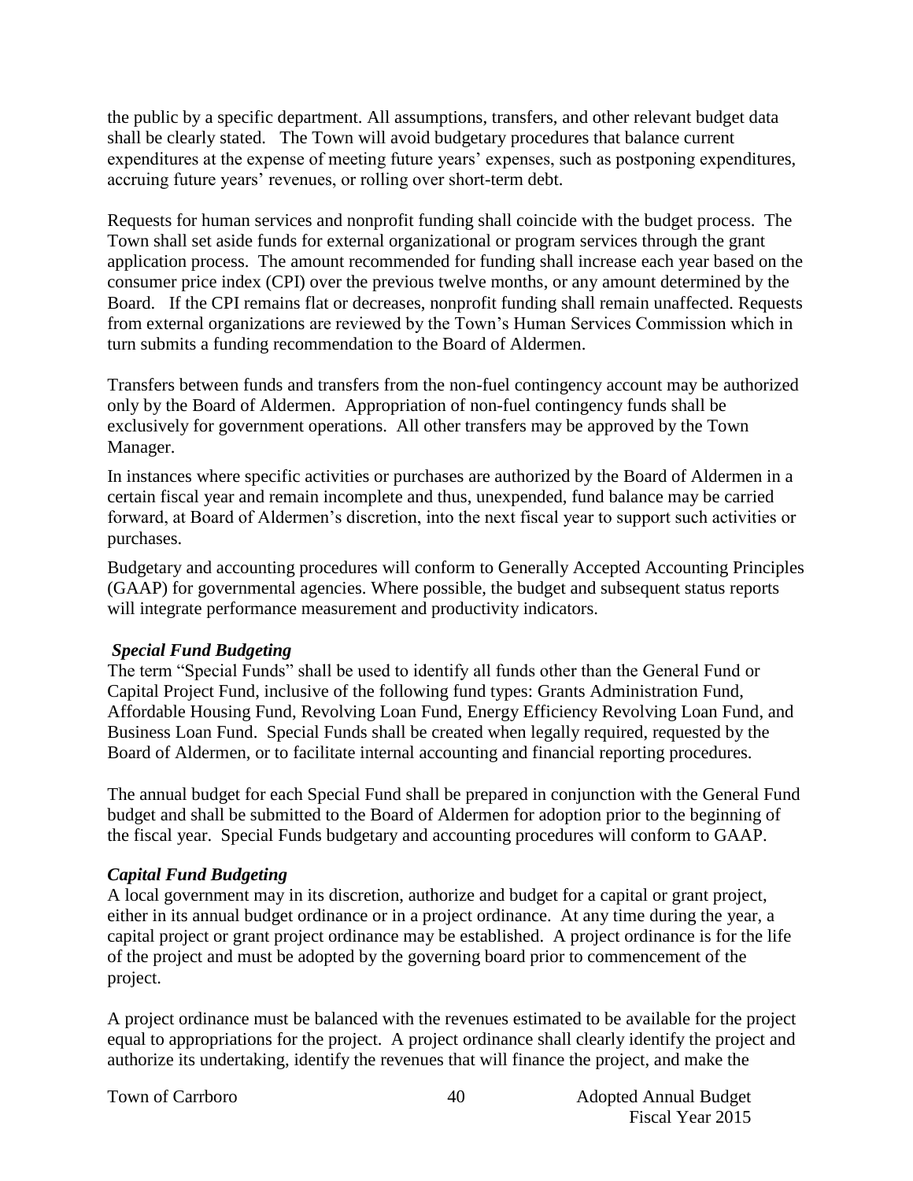the public by a specific department. All assumptions, transfers, and other relevant budget data shall be clearly stated. The Town will avoid budgetary procedures that balance current expenditures at the expense of meeting future years' expenses, such as postponing expenditures, accruing future years' revenues, or rolling over short-term debt.

Requests for human services and nonprofit funding shall coincide with the budget process. The Town shall set aside funds for external organizational or program services through the grant application process. The amount recommended for funding shall increase each year based on the consumer price index (CPI) over the previous twelve months, or any amount determined by the Board. If the CPI remains flat or decreases, nonprofit funding shall remain unaffected. Requests from external organizations are reviewed by the Town's Human Services Commission which in turn submits a funding recommendation to the Board of Aldermen.

Transfers between funds and transfers from the non-fuel contingency account may be authorized only by the Board of Aldermen. Appropriation of non-fuel contingency funds shall be exclusively for government operations. All other transfers may be approved by the Town Manager.

In instances where specific activities or purchases are authorized by the Board of Aldermen in a certain fiscal year and remain incomplete and thus, unexpended, fund balance may be carried forward, at Board of Aldermen's discretion, into the next fiscal year to support such activities or purchases.

Budgetary and accounting procedures will conform to Generally Accepted Accounting Principles (GAAP) for governmental agencies. Where possible, the budget and subsequent status reports will integrate performance measurement and productivity indicators.

***Special Fund Budgeting***

The term "Special Funds" shall be used to identify all funds other than the General Fund or Capital Project Fund, inclusive of the following fund types: Grants Administration Fund, Affordable Housing Fund, Revolving Loan Fund, Energy Efficiency Revolving Loan Fund, and Business Loan Fund. Special Funds shall be created when legally required, requested by the Board of Aldermen, or to facilitate internal accounting and financial reporting procedures.

The annual budget for each Special Fund shall be prepared in conjunction with the General Fund budget and shall be submitted to the Board of Aldermen for adoption prior to the beginning of the fiscal year. Special Funds budgetary and accounting procedures will conform to GAAP.

***Capital Fund Budgeting***

A local government may in its discretion, authorize and budget for a capital or grant project, either in its annual budget ordinance or in a project ordinance. At any time during the year, a capital project or grant project ordinance may be established. A project ordinance is for the life of the project and must be adopted by the governing board prior to commencement of the project.

A project ordinance must be balanced with the revenues estimated to be available for the project equal to appropriations for the project. A project ordinance shall clearly identify the project and authorize its undertaking, identify the revenues that will finance the project, and make the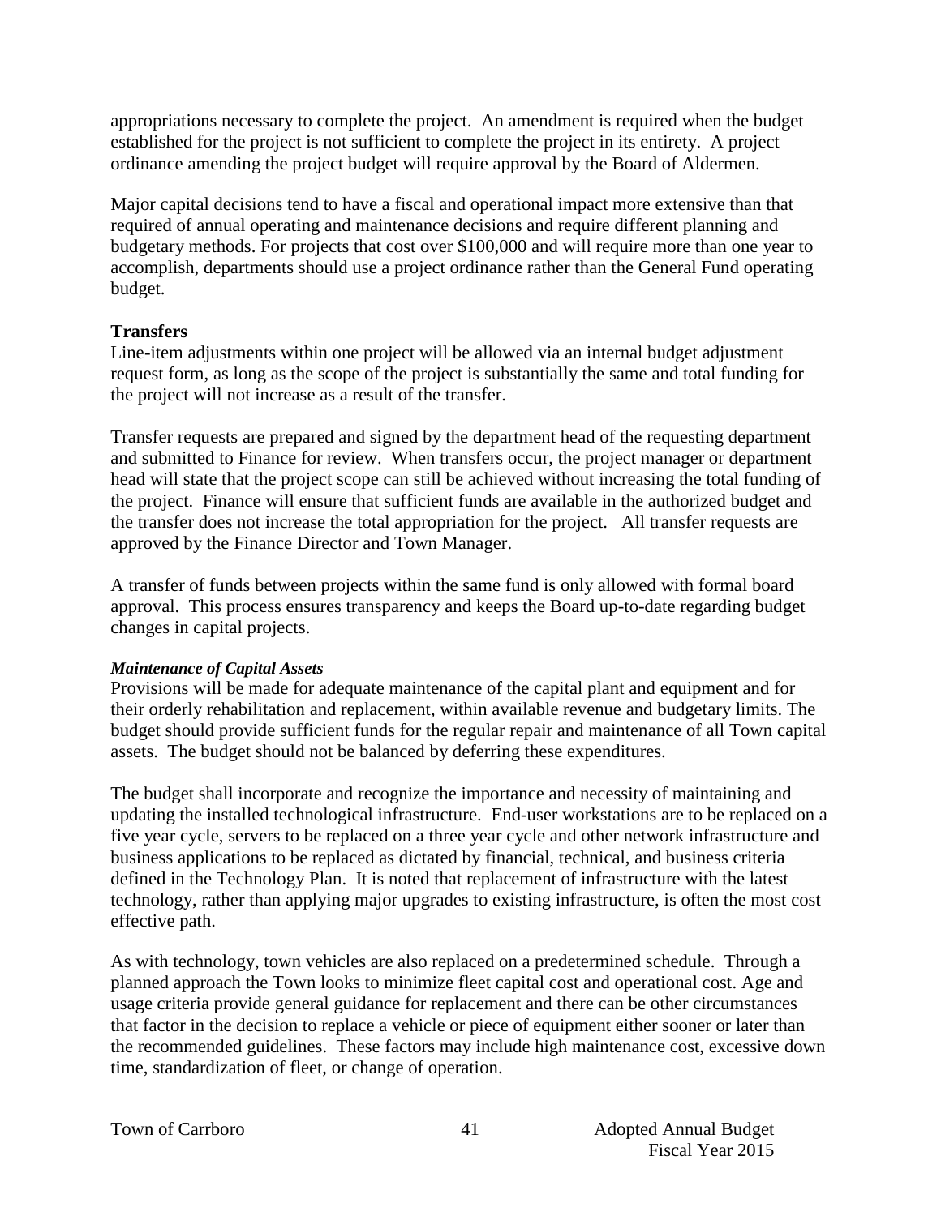appropriations necessary to complete the project. An amendment is required when the budget established for the project is not sufficient to complete the project in its entirety. A project ordinance amending the project budget will require approval by the Board of Aldermen.

Major capital decisions tend to have a fiscal and operational impact more extensive than that required of annual operating and maintenance decisions and require different planning and budgetary methods. For projects that cost over $100,000 and will require more than one year to accomplish, departments should use a project ordinance rather than the General Fund operating budget.

**Transfers**

Line-item adjustments within one project will be allowed via an internal budget adjustment request form, as long as the scope of the project is substantially the same and total funding for the project will not increase as a result of the transfer.

Transfer requests are prepared and signed by the department head of the requesting department and submitted to Finance for review. When transfers occur, the project manager or department head will state that the project scope can still be achieved without increasing the total funding of the project. Finance will ensure that sufficient funds are available in the authorized budget and the transfer does not increase the total appropriation for the project. All transfer requests are approved by the Finance Director and Town Manager.

A transfer of funds between projects within the same fund is only allowed with formal board approval. This process ensures transparency and keeps the Board up-to-date regarding budget changes in capital projects.

***Maintenance of Capital Assets***

Provisions will be made for adequate maintenance of the capital plant and equipment and for their orderly rehabilitation and replacement, within available revenue and budgetary limits. The budget should provide sufficient funds for the regular repair and maintenance of all Town capital assets. The budget should not be balanced by deferring these expenditures.

The budget shall incorporate and recognize the importance and necessity of maintaining and updating the installed technological infrastructure. End-user workstations are to be replaced on a five year cycle, servers to be replaced on a three year cycle and other network infrastructure and business applications to be replaced as dictated by financial, technical, and business criteria defined in the Technology Plan. It is noted that replacement of infrastructure with the latest technology, rather than applying major upgrades to existing infrastructure, is often the most cost effective path.

As with technology, town vehicles are also replaced on a predetermined schedule. Through a planned approach the Town looks to minimize fleet capital cost and operational cost. Age and usage criteria provide general guidance for replacement and there can be other circumstances that factor in the decision to replace a vehicle or piece of equipment either sooner or later than the recommended guidelines. These factors may include high maintenance cost, excessive down time, standardization of fleet, or change of operation.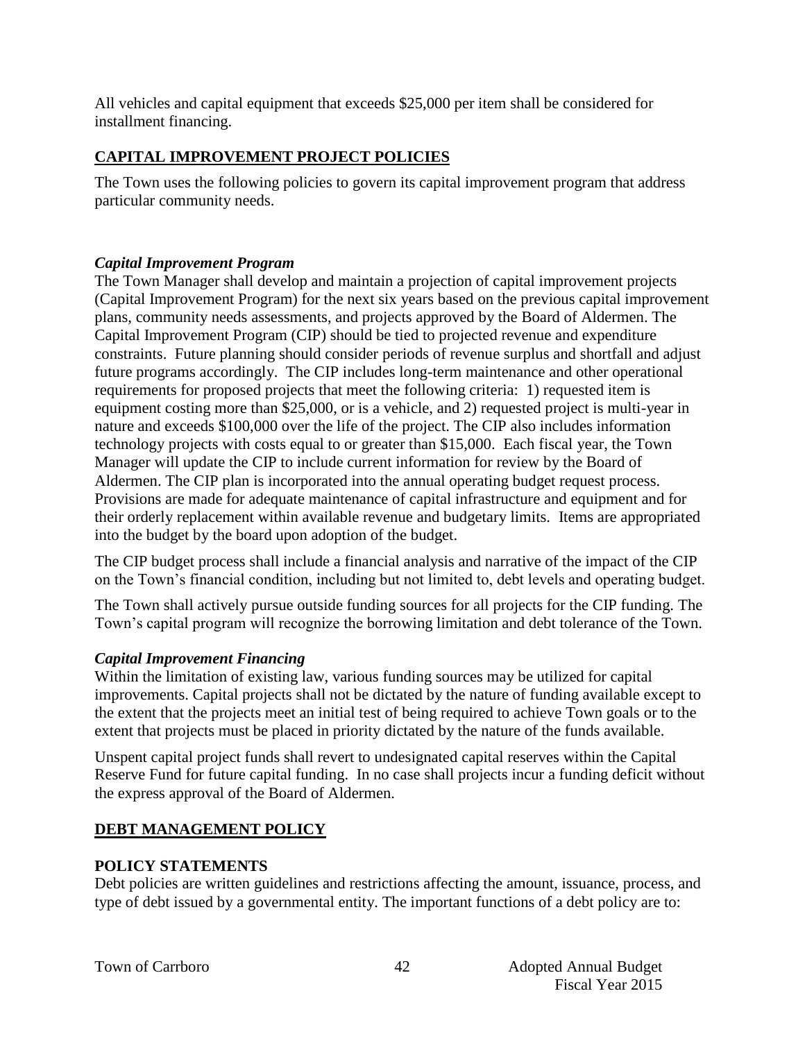All vehicles and capital equipment that exceeds $25,000 per item shall be considered for installment financing.

## CAPITAL IMPROVEMENT PROJECT POLICIES

The Town uses the following policies to govern its capital improvement program that address particular community needs.

### *Capital Improvement Program*

The Town Manager shall develop and maintain a projection of capital improvement projects (Capital Improvement Program) for the next six years based on the previous capital improvement plans, community needs assessments, and projects approved by the Board of Aldermen. The Capital Improvement Program (CIP) should be tied to projected revenue and expenditure constraints. Future planning should consider periods of revenue surplus and shortfall and adjust future programs accordingly. The CIP includes long-term maintenance and other operational requirements for proposed projects that meet the following criteria: 1) requested item is equipment costing more than $25,000, or is a vehicle, and 2) requested project is multi-year in nature and exceeds $100,000 over the life of the project. The CIP also includes information technology projects with costs equal to or greater than $15,000. Each fiscal year, the Town Manager will update the CIP to include current information for review by the Board of Aldermen. The CIP plan is incorporated into the annual operating budget request process. Provisions are made for adequate maintenance of capital infrastructure and equipment and for their orderly replacement within available revenue and budgetary limits. Items are appropriated into the budget by the board upon adoption of the budget.

The CIP budget process shall include a financial analysis and narrative of the impact of the CIP on the Town's financial condition, including but not limited to, debt levels and operating budget.

The Town shall actively pursue outside funding sources for all projects for the CIP funding. The Town's capital program will recognize the borrowing limitation and debt tolerance of the Town.

### *Capital Improvement Financing*

Within the limitation of existing law, various funding sources may be utilized for capital improvements. Capital projects shall not be dictated by the nature of funding available except to the extent that the projects meet an initial test of being required to achieve Town goals or to the extent that projects must be placed in priority dictated by the nature of the funds available.

Unspent capital project funds shall revert to undesignated capital reserves within the Capital Reserve Fund for future capital funding. In no case shall projects incur a funding deficit without the express approval of the Board of Aldermen.

## DEBT MANAGEMENT POLICY

### POLICY STATEMENTS

Debt policies are written guidelines and restrictions affecting the amount, issuance, process, and type of debt issued by a governmental entity. The important functions of a debt policy are to: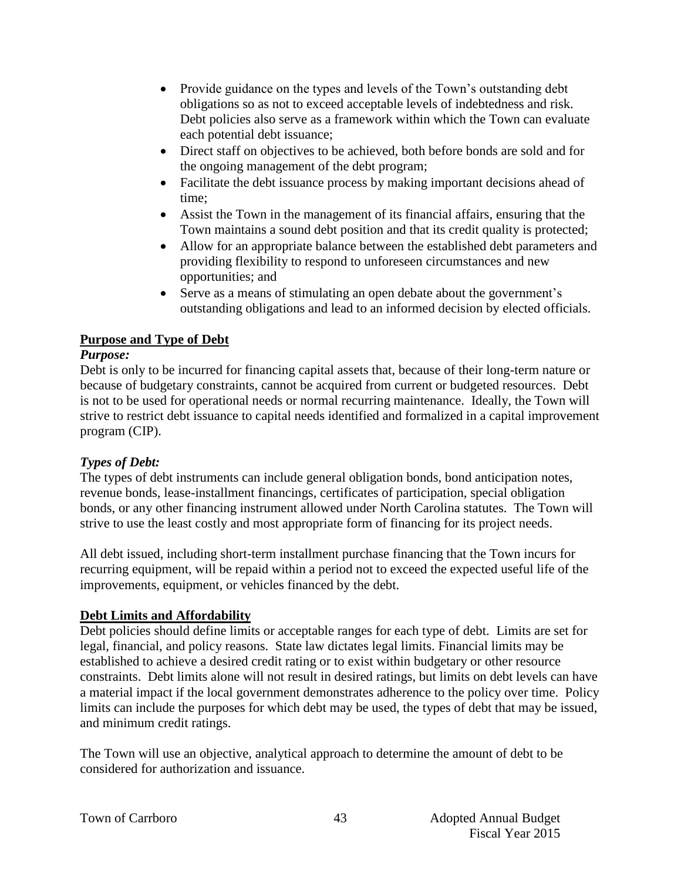- Provide guidance on the types and levels of the Town's outstanding debt obligations so as not to exceed acceptable levels of indebtedness and risk. Debt policies also serve as a framework within which the Town can evaluate each potential debt issuance;
- Direct staff on objectives to be achieved, both before bonds are sold and for the ongoing management of the debt program;
- Facilitate the debt issuance process by making important decisions ahead of time;
- Assist the Town in the management of its financial affairs, ensuring that the Town maintains a sound debt position and that its credit quality is protected;
- Allow for an appropriate balance between the established debt parameters and providing flexibility to respond to unforeseen circumstances and new opportunities; and
- Serve as a means of stimulating an open debate about the government's outstanding obligations and lead to an informed decision by elected officials.

## Purpose and Type of Debt

***Purpose:***

Debt is only to be incurred for financing capital assets that, because of their long-term nature or because of budgetary constraints, cannot be acquired from current or budgeted resources. Debt is not to be used for operational needs or normal recurring maintenance. Ideally, the Town will strive to restrict debt issuance to capital needs identified and formalized in a capital improvement program (CIP).

***Types of Debt:***

The types of debt instruments can include general obligation bonds, bond anticipation notes, revenue bonds, lease-installment financings, certificates of participation, special obligation bonds, or any other financing instrument allowed under North Carolina statutes. The Town will strive to use the least costly and most appropriate form of financing for its project needs.

All debt issued, including short-term installment purchase financing that the Town incurs for recurring equipment, will be repaid within a period not to exceed the expected useful life of the improvements, equipment, or vehicles financed by the debt.

## Debt Limits and Affordability

Debt policies should define limits or acceptable ranges for each type of debt. Limits are set for legal, financial, and policy reasons. State law dictates legal limits. Financial limits may be established to achieve a desired credit rating or to exist within budgetary or other resource constraints. Debt limits alone will not result in desired ratings, but limits on debt levels can have a material impact if the local government demonstrates adherence to the policy over time. Policy limits can include the purposes for which debt may be used, the types of debt that may be issued, and minimum credit ratings.

The Town will use an objective, analytical approach to determine the amount of debt to be considered for authorization and issuance.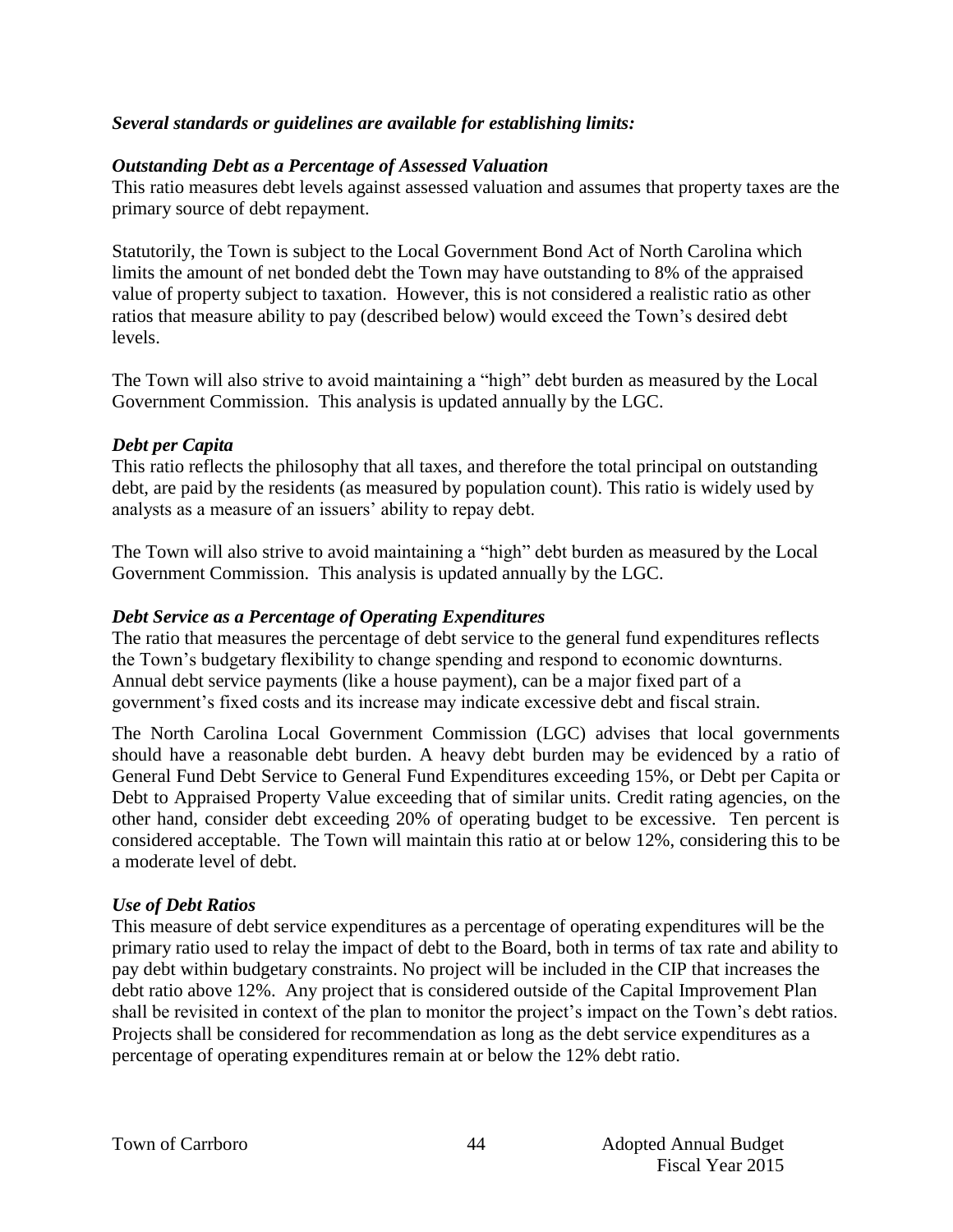***Several standards or guidelines are available for establishing limits:***

***Outstanding Debt as a Percentage of Assessed Valuation***

This ratio measures debt levels against assessed valuation and assumes that property taxes are the primary source of debt repayment.

Statutorily, the Town is subject to the Local Government Bond Act of North Carolina which limits the amount of net bonded debt the Town may have outstanding to 8% of the appraised value of property subject to taxation. However, this is not considered a realistic ratio as other ratios that measure ability to pay (described below) would exceed the Town's desired debt levels.

The Town will also strive to avoid maintaining a "high" debt burden as measured by the Local Government Commission. This analysis is updated annually by the LGC.

***Debt per Capita***

This ratio reflects the philosophy that all taxes, and therefore the total principal on outstanding debt, are paid by the residents (as measured by population count). This ratio is widely used by analysts as a measure of an issuers' ability to repay debt.

The Town will also strive to avoid maintaining a "high" debt burden as measured by the Local Government Commission. This analysis is updated annually by the LGC.

***Debt Service as a Percentage of Operating Expenditures***

The ratio that measures the percentage of debt service to the general fund expenditures reflects the Town's budgetary flexibility to change spending and respond to economic downturns. Annual debt service payments (like a house payment), can be a major fixed part of a government's fixed costs and its increase may indicate excessive debt and fiscal strain.

The North Carolina Local Government Commission (LGC) advises that local governments should have a reasonable debt burden. A heavy debt burden may be evidenced by a ratio of General Fund Debt Service to General Fund Expenditures exceeding 15%, or Debt per Capita or Debt to Appraised Property Value exceeding that of similar units. Credit rating agencies, on the other hand, consider debt exceeding 20% of operating budget to be excessive. Ten percent is considered acceptable. The Town will maintain this ratio at or below 12%, considering this to be a moderate level of debt.

***Use of Debt Ratios***

This measure of debt service expenditures as a percentage of operating expenditures will be the primary ratio used to relay the impact of debt to the Board, both in terms of tax rate and ability to pay debt within budgetary constraints. No project will be included in the CIP that increases the debt ratio above 12%. Any project that is considered outside of the Capital Improvement Plan shall be revisited in context of the plan to monitor the project's impact on the Town's debt ratios. Projects shall be considered for recommendation as long as the debt service expenditures as a percentage of operating expenditures remain at or below the 12% debt ratio.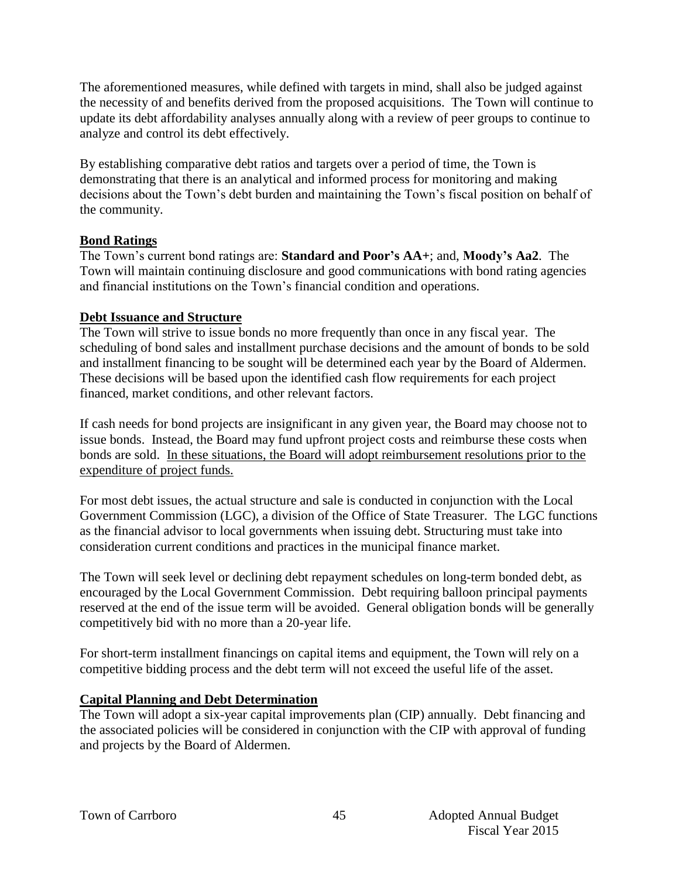The aforementioned measures, while defined with targets in mind, shall also be judged against the necessity of and benefits derived from the proposed acquisitions. The Town will continue to update its debt affordability analyses annually along with a review of peer groups to continue to analyze and control its debt effectively.

By establishing comparative debt ratios and targets over a period of time, the Town is demonstrating that there is an analytical and informed process for monitoring and making decisions about the Town's debt burden and maintaining the Town's fiscal position on behalf of the community.

**Bond Ratings**

The Town's current bond ratings are: **Standard and Poor's AA+**; and, **Moody's Aa2**. The Town will maintain continuing disclosure and good communications with bond rating agencies and financial institutions on the Town's financial condition and operations.

**Debt Issuance and Structure**

The Town will strive to issue bonds no more frequently than once in any fiscal year. The scheduling of bond sales and installment purchase decisions and the amount of bonds to be sold and installment financing to be sought will be determined each year by the Board of Aldermen. These decisions will be based upon the identified cash flow requirements for each project financed, market conditions, and other relevant factors.

If cash needs for bond projects are insignificant in any given year, the Board may choose not to issue bonds. Instead, the Board may fund upfront project costs and reimburse these costs when bonds are sold. In these situations, the Board will adopt reimbursement resolutions prior to the expenditure of project funds.

For most debt issues, the actual structure and sale is conducted in conjunction with the Local Government Commission (LGC), a division of the Office of State Treasurer. The LGC functions as the financial advisor to local governments when issuing debt. Structuring must take into consideration current conditions and practices in the municipal finance market.

The Town will seek level or declining debt repayment schedules on long-term bonded debt, as encouraged by the Local Government Commission. Debt requiring balloon principal payments reserved at the end of the issue term will be avoided. General obligation bonds will be generally competitively bid with no more than a 20-year life.

For short-term installment financings on capital items and equipment, the Town will rely on a competitive bidding process and the debt term will not exceed the useful life of the asset.

**Capital Planning and Debt Determination**

The Town will adopt a six-year capital improvements plan (CIP) annually. Debt financing and the associated policies will be considered in conjunction with the CIP with approval of funding and projects by the Board of Aldermen.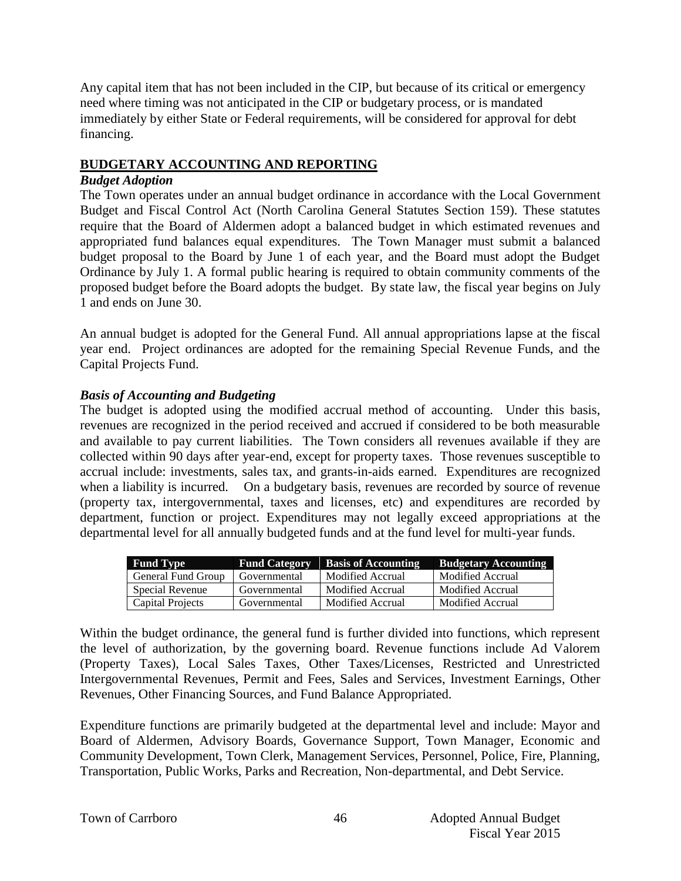Any capital item that has not been included in the CIP, but because of its critical or emergency need where timing was not anticipated in the CIP or budgetary process, or is mandated immediately by either State or Federal requirements, will be considered for approval for debt financing.

## BUDGETARY ACCOUNTING AND REPORTING

### *Budget Adoption*

The Town operates under an annual budget ordinance in accordance with the Local Government Budget and Fiscal Control Act (North Carolina General Statutes Section 159). These statutes require that the Board of Aldermen adopt a balanced budget in which estimated revenues and appropriated fund balances equal expenditures. The Town Manager must submit a balanced budget proposal to the Board by June 1 of each year, and the Board must adopt the Budget Ordinance by July 1. A formal public hearing is required to obtain community comments of the proposed budget before the Board adopts the budget. By state law, the fiscal year begins on July 1 and ends on June 30.

An annual budget is adopted for the General Fund. All annual appropriations lapse at the fiscal year end. Project ordinances are adopted for the remaining Special Revenue Funds, and the Capital Projects Fund.

### *Basis of Accounting and Budgeting*

The budget is adopted using the modified accrual method of accounting. Under this basis, revenues are recognized in the period received and accrued if considered to be both measurable and available to pay current liabilities. The Town considers all revenues available if they are collected within 90 days after year-end, except for property taxes. Those revenues susceptible to accrual include: investments, sales tax, and grants-in-aids earned. Expenditures are recognized when a liability is incurred. On a budgetary basis, revenues are recorded by source of revenue (property tax, intergovernmental, taxes and licenses, etc) and expenditures are recorded by department, function or project. Expenditures may not legally exceed appropriations at the departmental level for all annually budgeted funds and at the fund level for multi-year funds.

| Fund Type | Fund Category | Basis of Accounting | Budgetary Accounting |
|---|---|---|---|
| General Fund Group | Governmental | Modified Accrual | Modified Accrual |
| Special Revenue | Governmental | Modified Accrual | Modified Accrual |
| Capital Projects | Governmental | Modified Accrual | Modified Accrual |

Within the budget ordinance, the general fund is further divided into functions, which represent the level of authorization, by the governing board. Revenue functions include Ad Valorem (Property Taxes), Local Sales Taxes, Other Taxes/Licenses, Restricted and Unrestricted Intergovernmental Revenues, Permit and Fees, Sales and Services, Investment Earnings, Other Revenues, Other Financing Sources, and Fund Balance Appropriated.

Expenditure functions are primarily budgeted at the departmental level and include: Mayor and Board of Aldermen, Advisory Boards, Governance Support, Town Manager, Economic and Community Development, Town Clerk, Management Services, Personnel, Police, Fire, Planning, Transportation, Public Works, Parks and Recreation, Non-departmental, and Debt Service.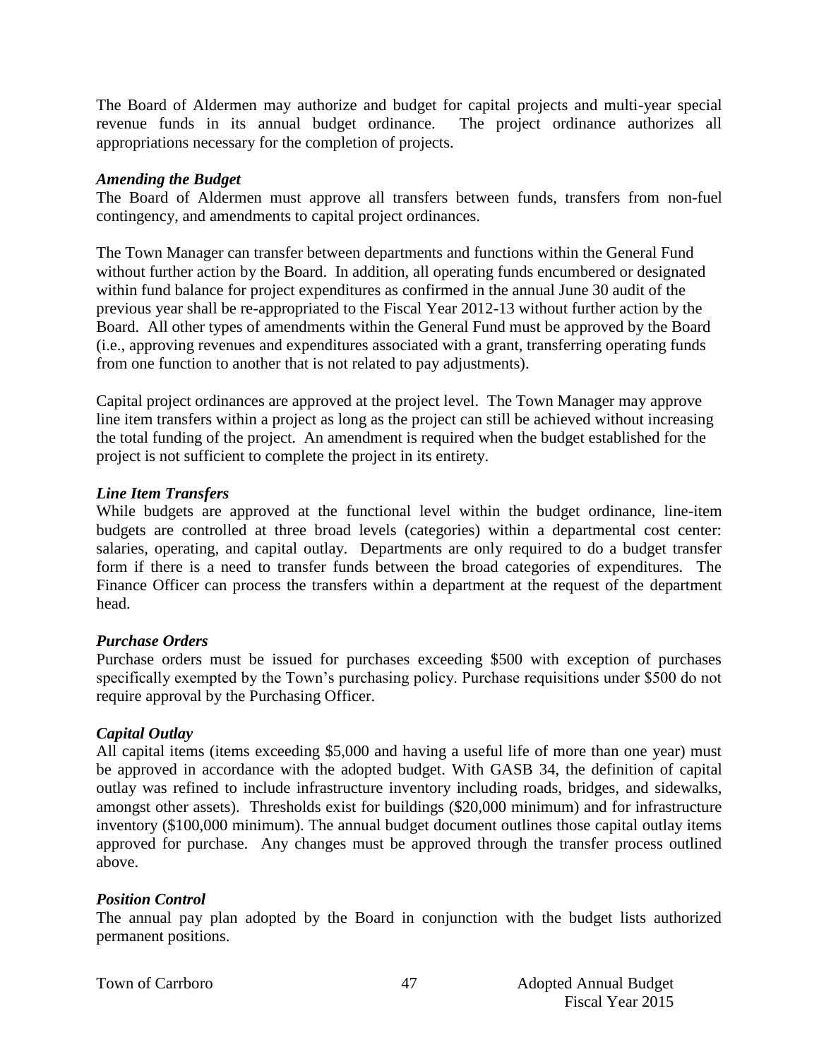The Board of Aldermen may authorize and budget for capital projects and multi-year special revenue funds in its annual budget ordinance. The project ordinance authorizes all appropriations necessary for the completion of projects.

***Amending the Budget***

The Board of Aldermen must approve all transfers between funds, transfers from non-fuel contingency, and amendments to capital project ordinances.

The Town Manager can transfer between departments and functions within the General Fund without further action by the Board. In addition, all operating funds encumbered or designated within fund balance for project expenditures as confirmed in the annual June 30 audit of the previous year shall be re-appropriated to the Fiscal Year 2012-13 without further action by the Board. All other types of amendments within the General Fund must be approved by the Board (i.e., approving revenues and expenditures associated with a grant, transferring operating funds from one function to another that is not related to pay adjustments).

Capital project ordinances are approved at the project level. The Town Manager may approve line item transfers within a project as long as the project can still be achieved without increasing the total funding of the project. An amendment is required when the budget established for the project is not sufficient to complete the project in its entirety.

***Line Item Transfers***

While budgets are approved at the functional level within the budget ordinance, line-item budgets are controlled at three broad levels (categories) within a departmental cost center: salaries, operating, and capital outlay. Departments are only required to do a budget transfer form if there is a need to transfer funds between the broad categories of expenditures. The Finance Officer can process the transfers within a department at the request of the department head.

***Purchase Orders***

Purchase orders must be issued for purchases exceeding $500 with exception of purchases specifically exempted by the Town's purchasing policy. Purchase requisitions under $500 do not require approval by the Purchasing Officer.

***Capital Outlay***

All capital items (items exceeding $5,000 and having a useful life of more than one year) must be approved in accordance with the adopted budget. With GASB 34, the definition of capital outlay was refined to include infrastructure inventory including roads, bridges, and sidewalks, amongst other assets). Thresholds exist for buildings ($20,000 minimum) and for infrastructure inventory ($100,000 minimum). The annual budget document outlines those capital outlay items approved for purchase. Any changes must be approved through the transfer process outlined above.

***Position Control***

The annual pay plan adopted by the Board in conjunction with the budget lists authorized permanent positions.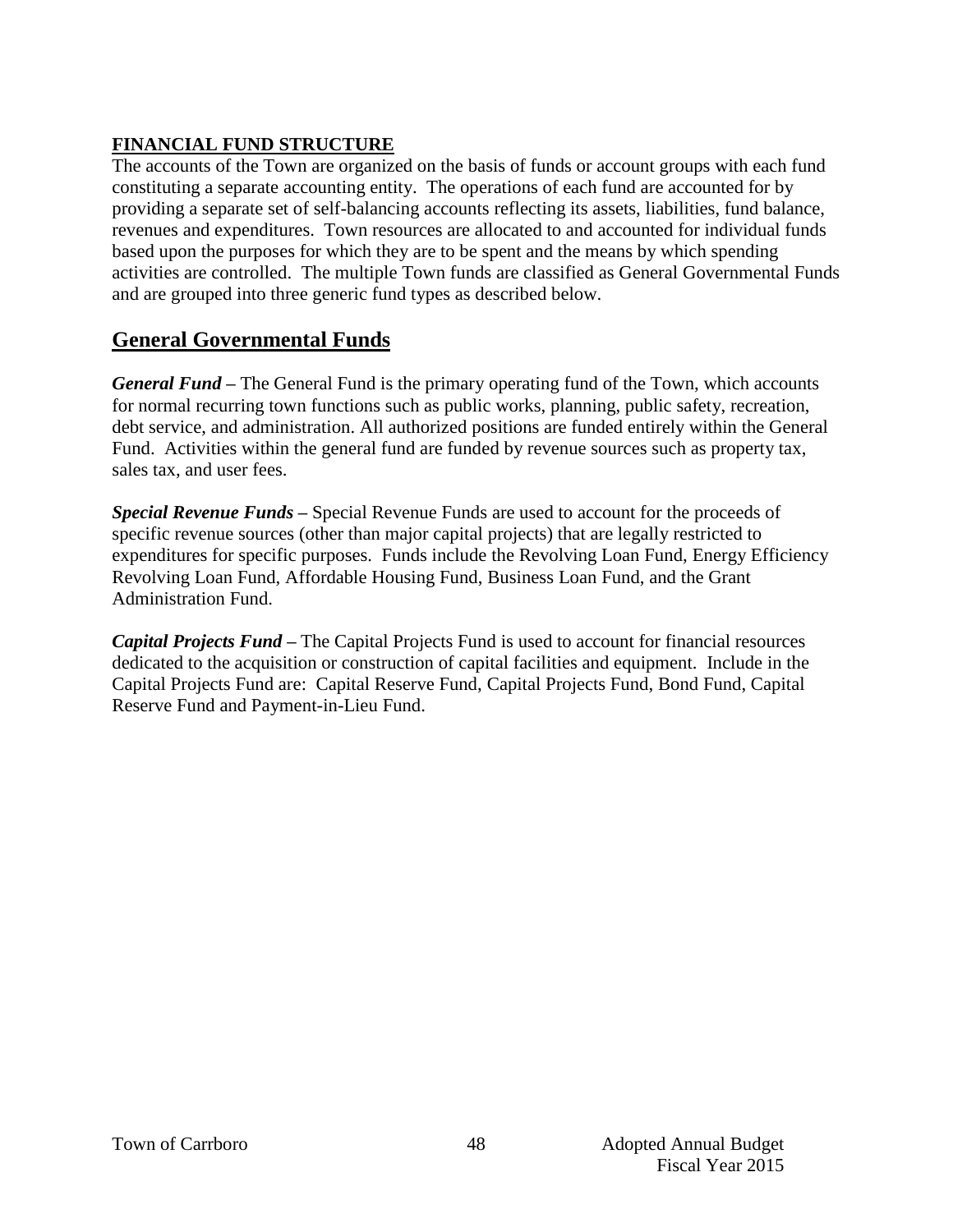## FINANCIAL FUND STRUCTURE

The accounts of the Town are organized on the basis of funds or account groups with each fund constituting a separate accounting entity. The operations of each fund are accounted for by providing a separate set of self-balancing accounts reflecting its assets, liabilities, fund balance, revenues and expenditures. Town resources are allocated to and accounted for individual funds based upon the purposes for which they are to be spent and the means by which spending activities are controlled. The multiple Town funds are classified as General Governmental Funds and are grouped into three generic fund types as described below.

## General Governmental Funds

***General Fund*** – The General Fund is the primary operating fund of the Town, which accounts for normal recurring town functions such as public works, planning, public safety, recreation, debt service, and administration. All authorized positions are funded entirely within the General Fund. Activities within the general fund are funded by revenue sources such as property tax, sales tax, and user fees.

***Special Revenue Funds*** – Special Revenue Funds are used to account for the proceeds of specific revenue sources (other than major capital projects) that are legally restricted to expenditures for specific purposes. Funds include the Revolving Loan Fund, Energy Efficiency Revolving Loan Fund, Affordable Housing Fund, Business Loan Fund, and the Grant Administration Fund.

***Capital Projects Fund*** – The Capital Projects Fund is used to account for financial resources dedicated to the acquisition or construction of capital facilities and equipment. Include in the Capital Projects Fund are: Capital Reserve Fund, Capital Projects Fund, Bond Fund, Capital Reserve Fund and Payment-in-Lieu Fund.